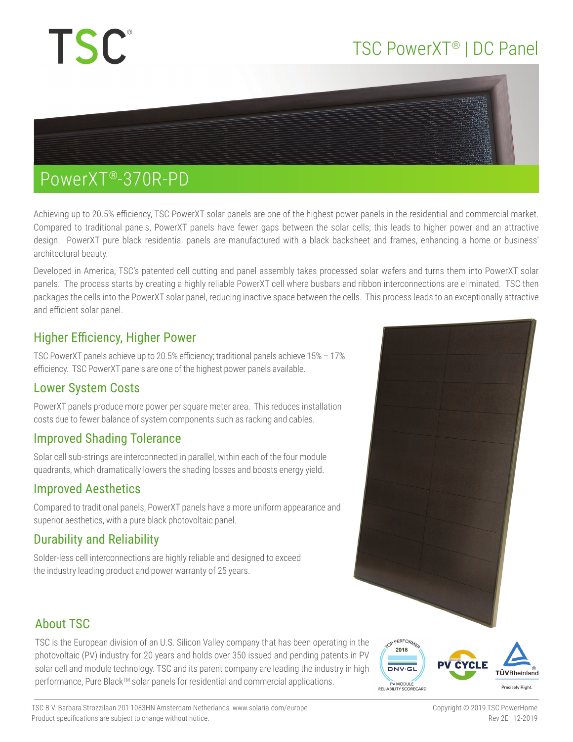# TSC®

## TSC PowerXT® | DC Panel

## PowerXT®-370R-PD

Achieving up to 20.5% efficiency, TSC PowerXT solar panels are one of the highest power panels in the residential and commercial market. Compared to traditional panels, PowerXT panels have fewer gaps between the solar cells; this leads to higher power and an attractive design. PowerXT pure black residential panels are manufactured with a black backsheet and frames, enhancing a home or business' architectural beauty.

Developed in America, TSC's patented cell cutting and panel assembly takes processed solar wafers and turns them into PowerXT solar panels. The process starts by creating a highly reliable PowerXT cell where busbars and ribbon interconnections are eliminated. TSC then packages the cells into the PowerXT solar panel, reducing inactive space between the cells. This process leads to an exceptionally attractive and efficient solar panel.

### Higher Efficiency, Higher Power

TSC PowerXT panels achieve up to 20.5% efficiency; traditional panels achieve 15% – 17% efficiency. TSC PowerXT panels are one of the highest power panels available.

### Lower System Costs

PowerXT panels produce more power per square meter area. This reduces installation costs due to fewer balance of system components such as racking and cables.

### Improved Shading Tolerance

Solar cell sub-strings are interconnected in parallel, within each of the four module quadrants, which dramatically lowers the shading losses and boosts energy yield.

### Improved Aesthetics

Compared to traditional panels, PowerXT panels have a more uniform appearance and superior aesthetics, with a pure black photovoltaic panel.

### Durability and Reliability

Solder-less cell interconnections are highly reliable and designed to exceed the industry leading product and power warranty of 25 years.

### About TSC

TSC is the European division of an U.S. Silicon Valley company that has been operating in the photovoltaic (PV) industry for 20 years and holds over 350 issued and pending patents in PV solar cell and module technology. TSC and its parent company are leading the industry in high performance, Pure Black™ solar panels for residential and commercial applications.

TOP PERFORMER 2018 DNV·GL PV MODULE RELIABILITY SCORECARD | PV CYCLE | TÜVRheinland® Precisely Right.

TSC B.V. Barbara Strozzilaan 201 1083HN Amsterdam Netherlands www.solaria.com/europe
Product specifications are subject to change without notice.

Copyright © 2019 TSC PowerHome
Rev 2E 12-2019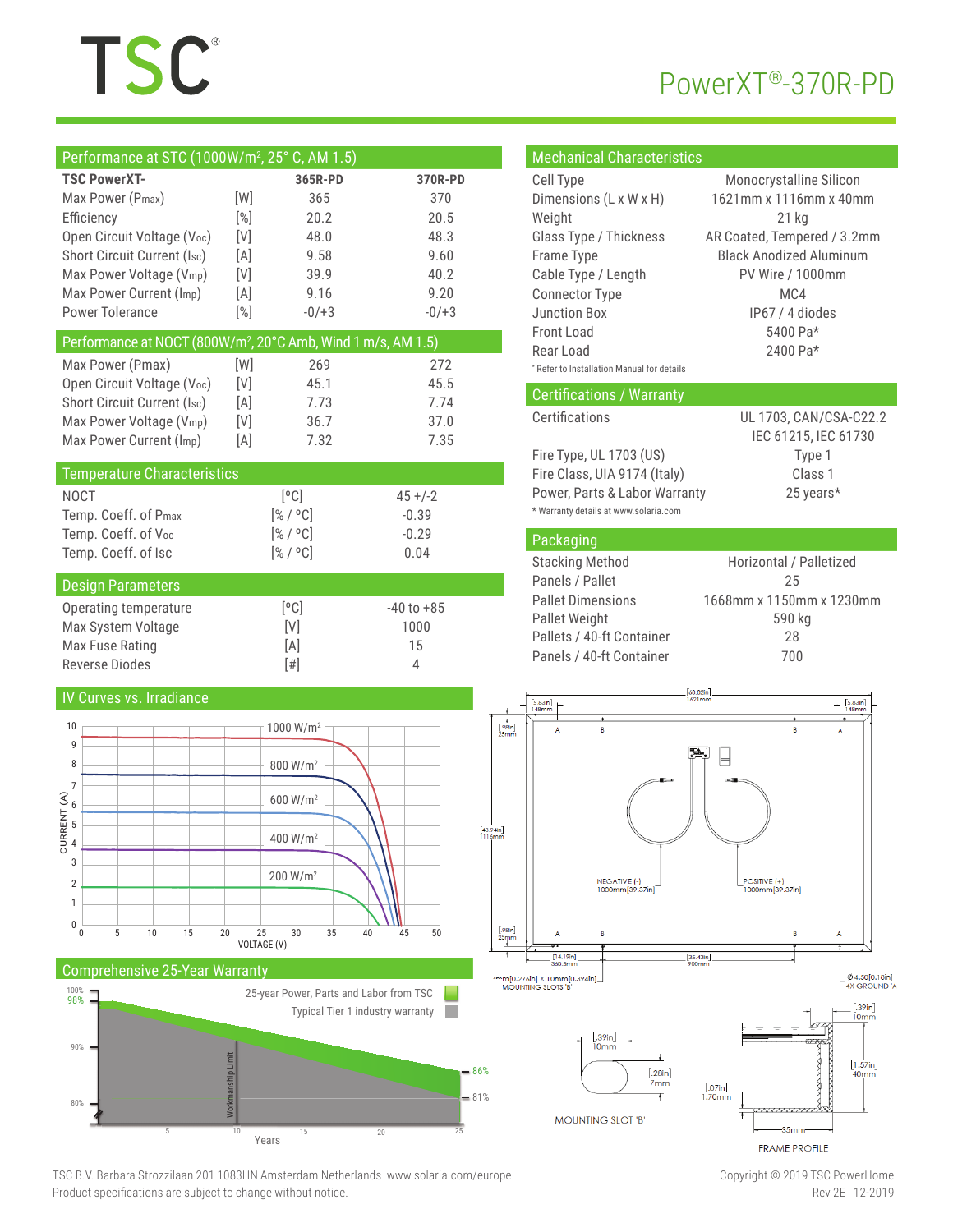# TSC®

## PowerXT®-370R-PD

## Performance at STC ($1000W/m^2$, 25° C, AM 1.5)

| TSC PowerXT- | | 365R-PD | 370R-PD |
|---|---|---|---|
| Max Power ($P_{max}$) | [W] | 365 | 370 |
| Efficiency | [%] | 20.2 | 20.5 |
| Open Circuit Voltage ($V_{oc}$) | [V] | 48.0 | 48.3 |
| Short Circuit Current ($I_{sc}$) | [A] | 9.58 | 9.60 |
| Max Power Voltage ($V_{mp}$) | [V] | 39.9 | 40.2 |
| Max Power Current ($I_{mp}$) | [A] | 9.16 | 9.20 |
| Power Tolerance | [%] | -0/+3 | -0/+3 |

## Performance at NOCT ($800W/m^2$, 20°C Amb, Wind 1 m/s, AM 1.5)

| | | | |
|---|---|---|---|
| Max Power (Pmax) | [W] | 269 | 272 |
| Open Circuit Voltage ($V_{oc}$) | [V] | 45.1 | 45.5 |
| Short Circuit Current ($I_{sc}$) | [A] | 7.73 | 7.74 |
| Max Power Voltage ($V_{mp}$) | [V] | 36.7 | 37.0 |
| Max Power Current ($I_{mp}$) | [A] | 7.32 | 7.35 |

## Temperature Characteristics

| | | |
|---|---|---|
| NOCT | [°C] | 45 +/-2 |
| Temp. Coeff. of $P_{max}$ | [% / °C] | -0.39 |
| Temp. Coeff. of $V_{oc}$ | [% / °C] | -0.29 |
| Temp. Coeff. of Isc | [% / °C] | 0.04 |

## Design Parameters

| | | |
|---|---|---|
| Operating temperature | [°C] | -40 to +85 |
| Max System Voltage | [V] | 1000 |
| Max Fuse Rating | [A] | 15 |
| Reverse Diodes | [#] | 4 |

## IV Curves vs. Irradiance

1000 W/m²
800 W/m²
600 W/m²
400 W/m²
200 W/m²
CURRENT (A)
VOLTAGE (V)

## Comprehensive 25-Year Warranty

25-year Power, Parts and Labor from TSC
Typical Tier 1 industry warranty
100%
98%
90%
80%
86%
81%
Workmanship Limit
Years

## Mechanical Characteristics

| | |
|---|---|
| Cell Type | Monocrystalline Silicon |
| Dimensions (L x W x H) | 1621mm x 1116mm x 40mm |
| Weight | 21 kg |
| Glass Type / Thickness | AR Coated, Tempered / 3.2mm |
| Frame Type | Black Anodized Aluminum |
| Cable Type / Length | PV Wire / 1000mm |
| Connector Type | MC4 |
| Junction Box | IP67 / 4 diodes |
| Front Load | 5400 Pa* |
| Rear Load | 2400 Pa* |

* Refer to Installation Manual for details

## Certifications / Warranty

| | |
|---|---|
| Certifications | UL 1703, CAN/CSA-C22.2 IEC 61215, IEC 61730 |
| Fire Type, UL 1703 (US) | Type 1 |
| Fire Class, UIA 9174 (Italy) | Class 1 |
| Power, Parts & Labor Warranty | 25 years* |

* Warranty details at www.solaria.com

## Packaging

| | |
|---|---|
| Stacking Method | Horizontal / Palletized |
| Panels / Pallet | 25 |
| Pallet Dimensions | 1668mm x 1150mm x 1230mm |
| Pallet Weight | 590 kg |
| Pallets / 40-ft Container | 28 |
| Panels / 40-ft Container | 700 |

[63.82in] 1621mm
[5.83in] 148mm
[.98in] 25mm
[43.94in] 1116mm
NEGATIVE (-) 1000mm[39.37in]
POSITIVE (+) 1000mm[39.37in]
[14.19in] 360.5mm
[35.43in] 900mm
7mm[0.276in] X 10mm[0.394in] MOUNTING SLOTS 'B'
Ø 4.50[0.18in] 4X GROUND 'A'
[.39in] 10mm
[.28in] 7mm
MOUNTING SLOT 'B'
[1.57in] 40mm
[.07in] 1.70mm
35mm
FRAME PROFILE

TSC B.V. Barbara Strozzilaan 201 1083HN Amsterdam Netherlands www.solaria.com/europe
Product specifications are subject to change without notice.

Copyright © 2019 TSC PowerHome
Rev 2E 12-2019